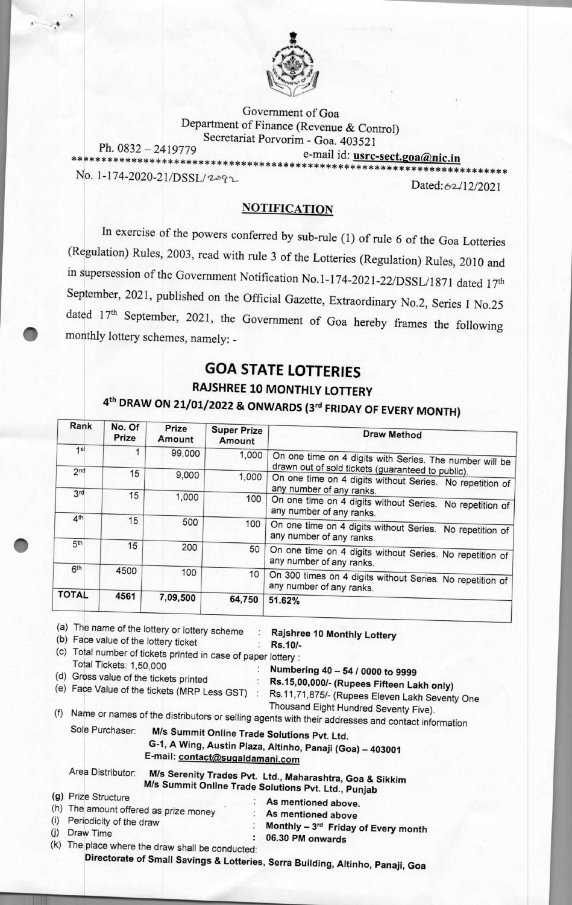Government of Goa
Department of Finance (Revenue & Control)
Secretariat Porvorim - Goa. 403521

Ph. 0832 – 2419779 e-mail id: **usrc-sect.goa@nic.in**

No. 1-174-2020-21/DSSL/2092 Dated: 02/12/2021

## NOTIFICATION

In exercise of the powers conferred by sub-rule (1) of rule 6 of the Goa Lotteries (Regulation) Rules, 2003, read with rule 3 of the Lotteries (Regulation) Rules, 2010 and in supersession of the Government Notification No.1-174-2021-22/DSSL/1871 dated 17th September, 2021, published on the Official Gazette, Extraordinary No.2, Series I No.25 dated 17th September, 2021, the Government of Goa hereby frames the following monthly lottery schemes, namely: -

# GOA STATE LOTTERIES

## RAJSHREE 10 MONTHLY LOTTERY

### 4th DRAW ON 21/01/2022 & ONWARDS (3rd FRIDAY OF EVERY MONTH)

| Rank | No. Of Prize | Prize Amount | Super Prize Amount | Draw Method |
|---|---|---|---|---|
| 1st | 1 | 99,000 | 1,000 | On one time on 4 digits with Series. The number will be drawn out of sold tickets (guaranteed to public). |
| 2nd | 15 | 9,000 | 1,000 | On one time on 4 digits without Series. No repetition of any number of any ranks. |
| 3rd | 15 | 1,000 | 100 | On one time on 4 digits without Series. No repetition of any number of any ranks. |
| 4th | 15 | 500 | 100 | On one time on 4 digits without Series. No repetition of any number of any ranks. |
| 5th | 15 | 200 | 50 | On one time on 4 digits without Series. No repetition of any number of any ranks. |
| 6th | 4500 | 100 | 10 | On 300 times on 4 digits without Series. No repetition of any number of any ranks. |
| TOTAL | 4561 | 7,09,500 | 64,750 | 51.62% |

(a) The name of the lottery or lottery scheme : **Rajshree 10 Monthly Lottery**

(b) Face value of the lottery ticket : **Rs.10/-**

(c) Total number of tickets printed in case of paper lottery :
Total Tickets: 1,50,000 : **Numbering 40 – 54 / 0000 to 9999**

(d) Gross value of the tickets printed : **Rs.15,00,000/- (Rupees Fifteen Lakh only)**

(e) Face Value of the tickets (MRP Less GST) : Rs.11,71,875/- (Rupees Eleven Lakh Seventy One Thousand Eight Hundred Seventy Five).

(f) Name or names of the distributors or selling agents with their addresses and contact information

Sole Purchaser: **M/s Summit Online Trade Solutions Pvt. Ltd.**
**G-1, A Wing, Austin Plaza, Altinho, Panaji (Goa) – 403001**
**E-mail: contact@sugaldamani.com**

Area Distributor: **M/s Serenity Trades Pvt. Ltd., Maharashtra, Goa & Sikkim**
**M/s Summit Online Trade Solutions Pvt. Ltd., Punjab**

(g) Prize Structure : **As mentioned above.**

(h) The amount offered as prize money : **As mentioned above**

(i) Periodicity of the draw : **Monthly – 3rd Friday of Every month**

(j) Draw Time : **06.30 PM onwards**

(k) The place where the draw shall be conducted:
**Directorate of Small Savings & Lotteries, Serra Building, Altinho, Panaji, Goa**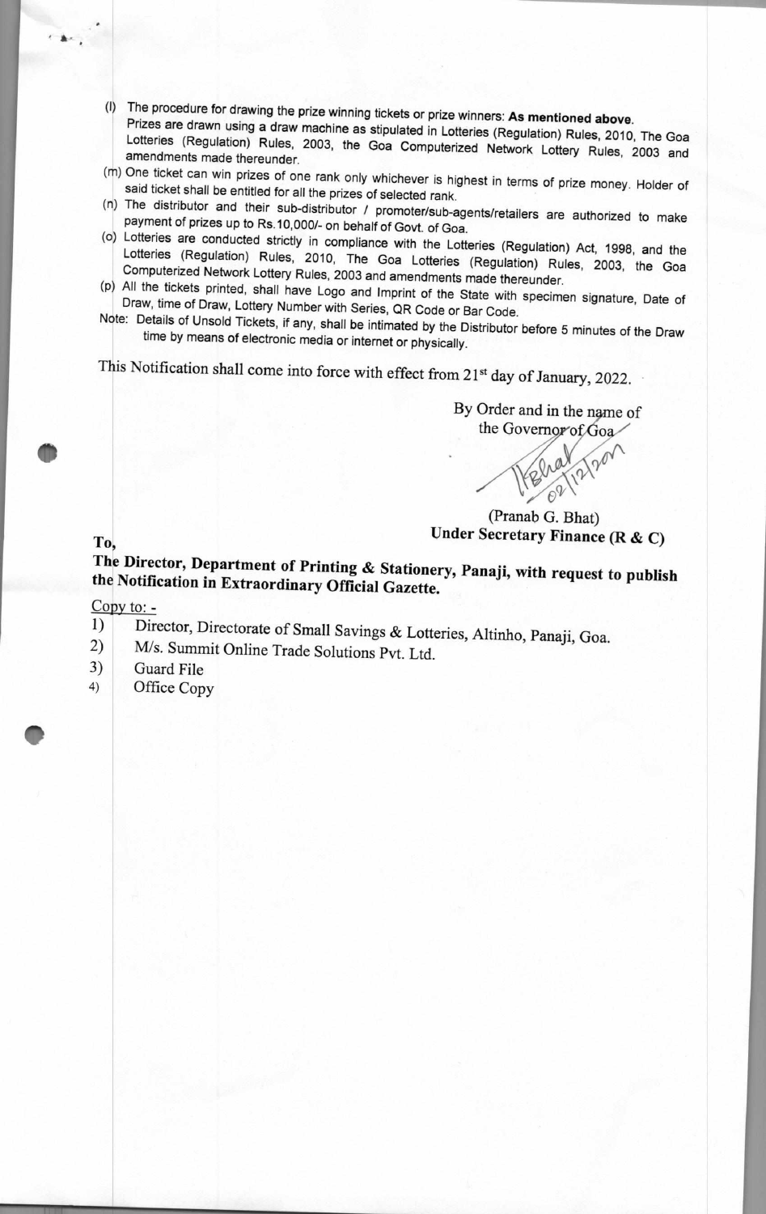(l) The procedure for drawing the prize winning tickets or prize winners: **As mentioned above.** Prizes are drawn using a draw machine as stipulated in Lotteries (Regulation) Rules, 2010, The Goa Lotteries (Regulation) Rules, 2003, the Goa Computerized Network Lottery Rules, 2003 and amendments made thereunder.

(m) One ticket can win prizes of one rank only whichever is highest in terms of prize money. Holder of said ticket shall be entitled for all the prizes of selected rank.

(n) The distributor and their sub-distributor / promoter/sub-agents/retailers are authorized to make payment of prizes up to Rs.10,000/- on behalf of Govt. of Goa.

(o) Lotteries are conducted strictly in compliance with the Lotteries (Regulation) Act, 1998, and the Lotteries (Regulation) Rules, 2010, The Goa Lotteries (Regulation) Rules, 2003, the Goa Computerized Network Lottery Rules, 2003 and amendments made thereunder.

(p) All the tickets printed, shall have Logo and Imprint of the State with specimen signature, Date of Draw, time of Draw, Lottery Number with Series, QR Code or Bar Code.

Note: Details of Unsold Tickets, if any, shall be intimated by the Distributor before 5 minutes of the Draw time by means of electronic media or internet or physically.

This Notification shall come into force with effect from 21st day of January, 2022.

By Order and in the name of
the Governor of Goa

02/12/2021

(Pranab G. Bhat)
**Under Secretary Finance (R & C)**

**To,**

**The Director, Department of Printing & Stationery, Panaji, with request to publish the Notification in Extraordinary Official Gazette.**

Copy to: -

1) Director, Directorate of Small Savings & Lotteries, Altinho, Panaji, Goa.
2) M/s. Summit Online Trade Solutions Pvt. Ltd.
3) Guard File
4) Office Copy